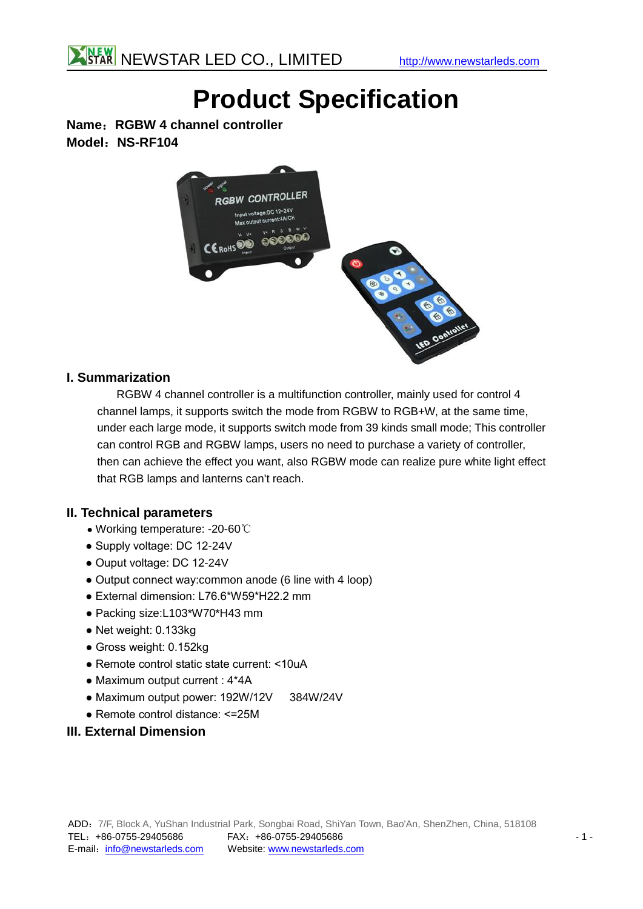# Product Specification

**Name：RGBW 4 channel controller**
**Model：NS-RF104**

## I. Summarization

RGBW 4 channel controller is a multifunction controller, mainly used for control 4 channel lamps, it supports switch the mode from RGBW to RGB+W, at the same time, under each large mode, it supports switch mode from 39 kinds small mode; This controller can control RGB and RGBW lamps, users no need to purchase a variety of controller, then can achieve the effect you want, also RGBW mode can realize pure white light effect that RGB lamps and lanterns can't reach.

## II. Technical parameters

- Working temperature: -20-60℃
- Supply voltage: DC 12-24V
- Ouput voltage: DC 12-24V
- Output connect way:common anode (6 line with 4 loop)
- External dimension: L76.6*W59*H22.2 mm
- Packing size:L103*W70*H43 mm
- Net weight: 0.133kg
- Gross weight: 0.152kg
- Remote control static state current: <10uA
- Maximum output current : 4*4A
- Maximum output power: 192W/12V 384W/24V
- Remote control distance: <=25M

## III. External Dimension

ADD：7/F, Block A, YuShan Industrial Park, Songbai Road, ShiYan Town, Bao'An, ShenZhen, China, 518108
TEL：+86-0755-29405686 FAX：+86-0755-29405686
E-mail：info@newstarleds.com Website: www.newstarleds.com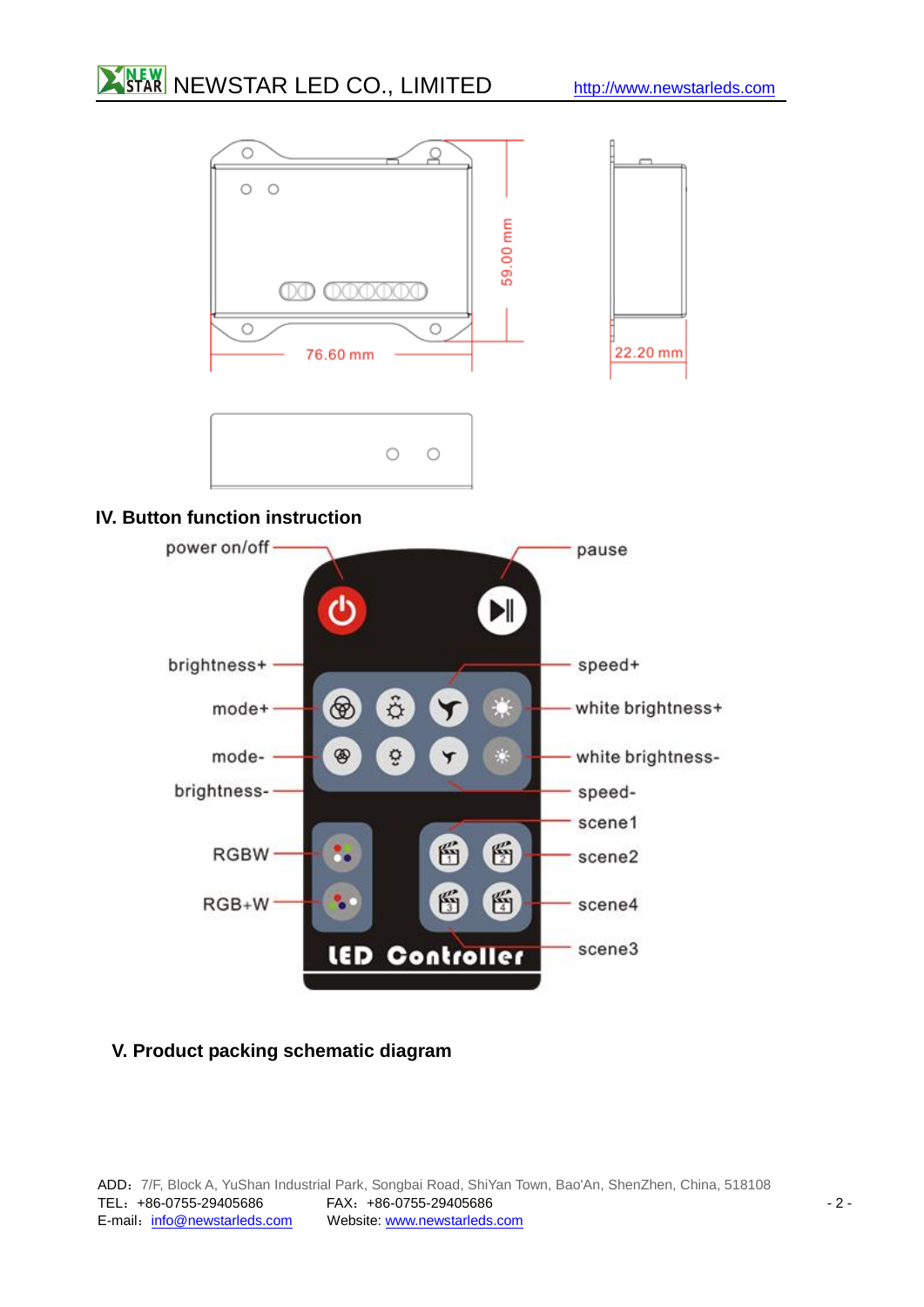76.60 mm

59.00 mm

22.20 mm

## IV. Button function instruction

power on/off

pause

brightness+

speed+

mode+

white brightness+

mode-

white brightness-

brightness-

speed-

scene1

RGBW

scene2

RGB+W

scene4

scene3

LED Controller

## V. Product packing schematic diagram

ADD：7/F, Block A, YuShan Industrial Park, Songbai Road, ShiYan Town, Bao'An, ShenZhen, China, 518108
TEL：+86-0755-29405686 FAX：+86-0755-29405686
E-mail：info@newstarleds.com Website: www.newstarleds.com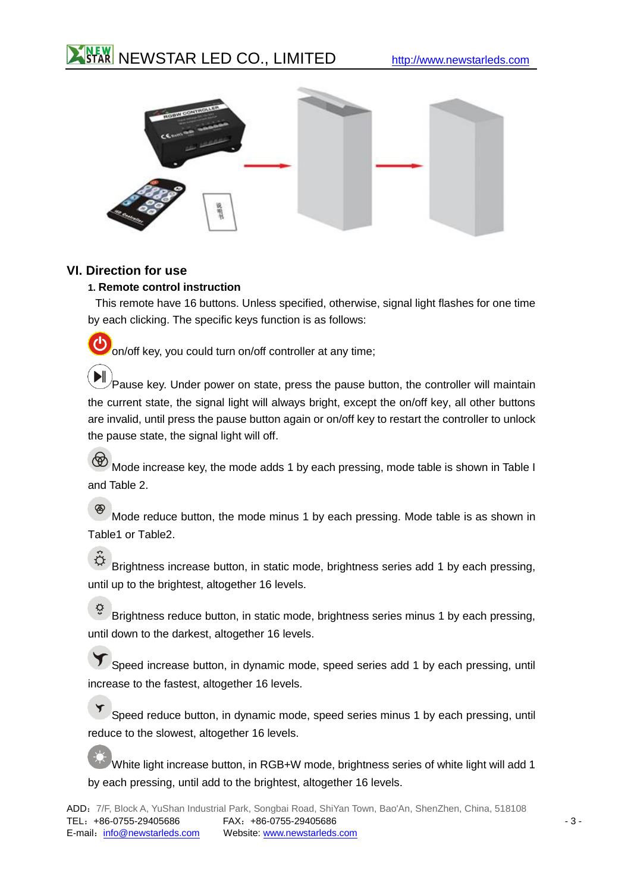## VI. Direction for use

### 1. Remote control instruction

This remote have 16 buttons. Unless specified, otherwise, signal light flashes for one time by each clicking. The specific keys function is as follows:

on/off key, you could turn on/off controller at any time;

Pause key. Under power on state, press the pause button, the controller will maintain the current state, the signal light will always bright, except the on/off key, all other buttons are invalid, until press the pause button again or on/off key to restart the controller to unlock the pause state, the signal light will off.

Mode increase key, the mode adds 1 by each pressing, mode table is shown in Table I and Table 2.

Mode reduce button, the mode minus 1 by each pressing. Mode table is as shown in Table1 or Table2.

Brightness increase button, in static mode, brightness series add 1 by each pressing, until up to the brightest, altogether 16 levels.

Brightness reduce button, in static mode, brightness series minus 1 by each pressing, until down to the darkest, altogether 16 levels.

Speed increase button, in dynamic mode, speed series add 1 by each pressing, until increase to the fastest, altogether 16 levels.

Speed reduce button, in dynamic mode, speed series minus 1 by each pressing, until reduce to the slowest, altogether 16 levels.

White light increase button, in RGB+W mode, brightness series of white light will add 1 by each pressing, until add to the brightest, altogether 16 levels.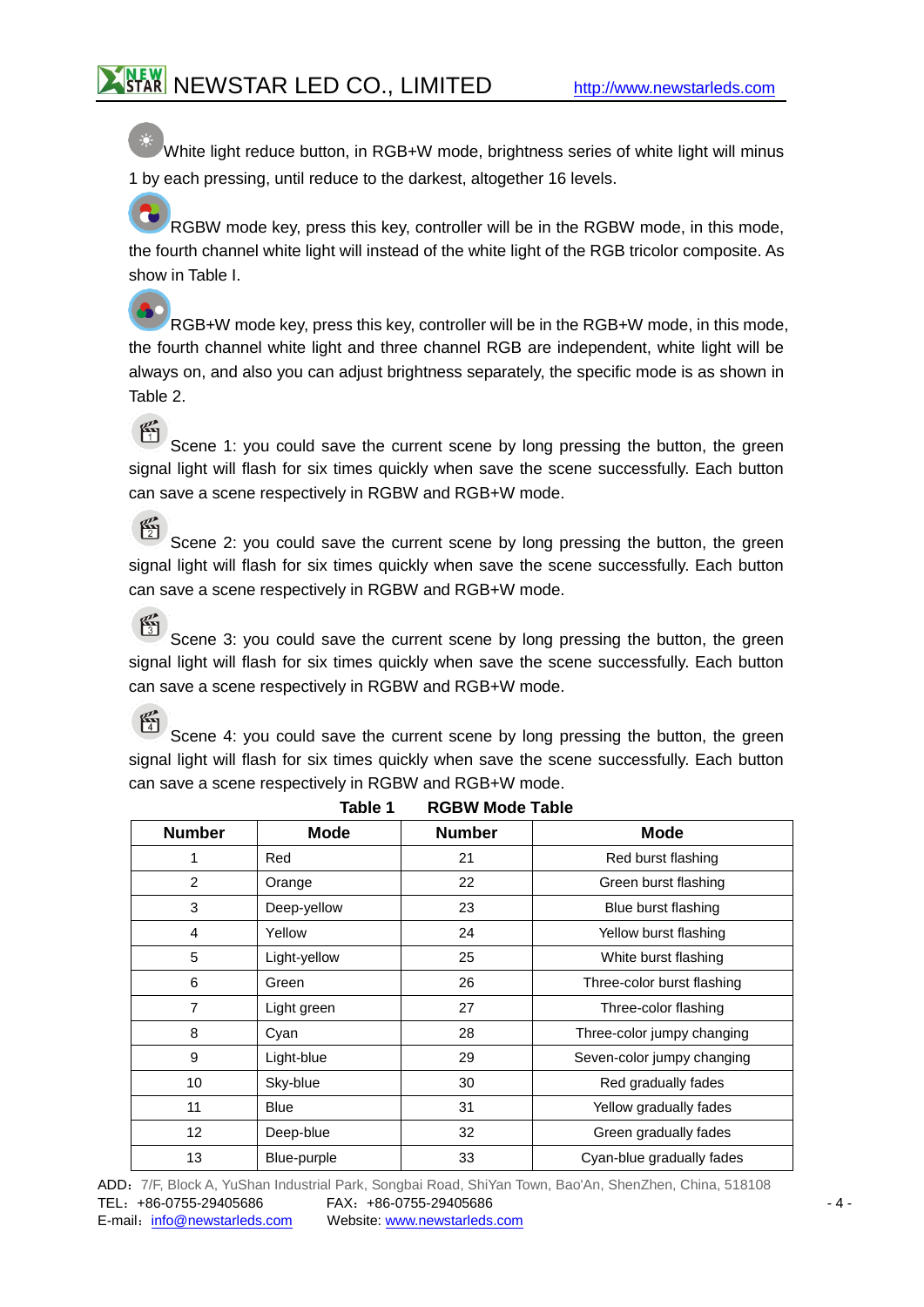White light reduce button, in RGB+W mode, brightness series of white light will minus 1 by each pressing, until reduce to the darkest, altogether 16 levels.

RGBW mode key, press this key, controller will be in the RGBW mode, in this mode, the fourth channel white light will instead of the white light of the RGB tricolor composite. As show in Table I.

RGB+W mode key, press this key, controller will be in the RGB+W mode, in this mode, the fourth channel white light and three channel RGB are independent, white light will be always on, and also you can adjust brightness separately, the specific mode is as shown in Table 2.

Scene 1: you could save the current scene by long pressing the button, the green signal light will flash for six times quickly when save the scene successfully. Each button can save a scene respectively in RGBW and RGB+W mode.

Scene 2: you could save the current scene by long pressing the button, the green signal light will flash for six times quickly when save the scene successfully. Each button can save a scene respectively in RGBW and RGB+W mode.

Scene 3: you could save the current scene by long pressing the button, the green signal light will flash for six times quickly when save the scene successfully. Each button can save a scene respectively in RGBW and RGB+W mode.

Scene 4: you could save the current scene by long pressing the button, the green signal light will flash for six times quickly when save the scene successfully. Each button can save a scene respectively in RGBW and RGB+W mode.

**Table 1 RGBW Mode Table**

| Number | Mode | Number | Mode |
|---|---|---|---|
| 1 | Red | 21 | Red burst flashing |
| 2 | Orange | 22 | Green burst flashing |
| 3 | Deep-yellow | 23 | Blue burst flashing |
| 4 | Yellow | 24 | Yellow burst flashing |
| 5 | Light-yellow | 25 | White burst flashing |
| 6 | Green | 26 | Three-color burst flashing |
| 7 | Light green | 27 | Three-color flashing |
| 8 | Cyan | 28 | Three-color jumpy changing |
| 9 | Light-blue | 29 | Seven-color jumpy changing |
| 10 | Sky-blue | 30 | Red gradually fades |
| 11 | Blue | 31 | Yellow gradually fades |
| 12 | Deep-blue | 32 | Green gradually fades |
| 13 | Blue-purple | 33 | Cyan-blue gradually fades |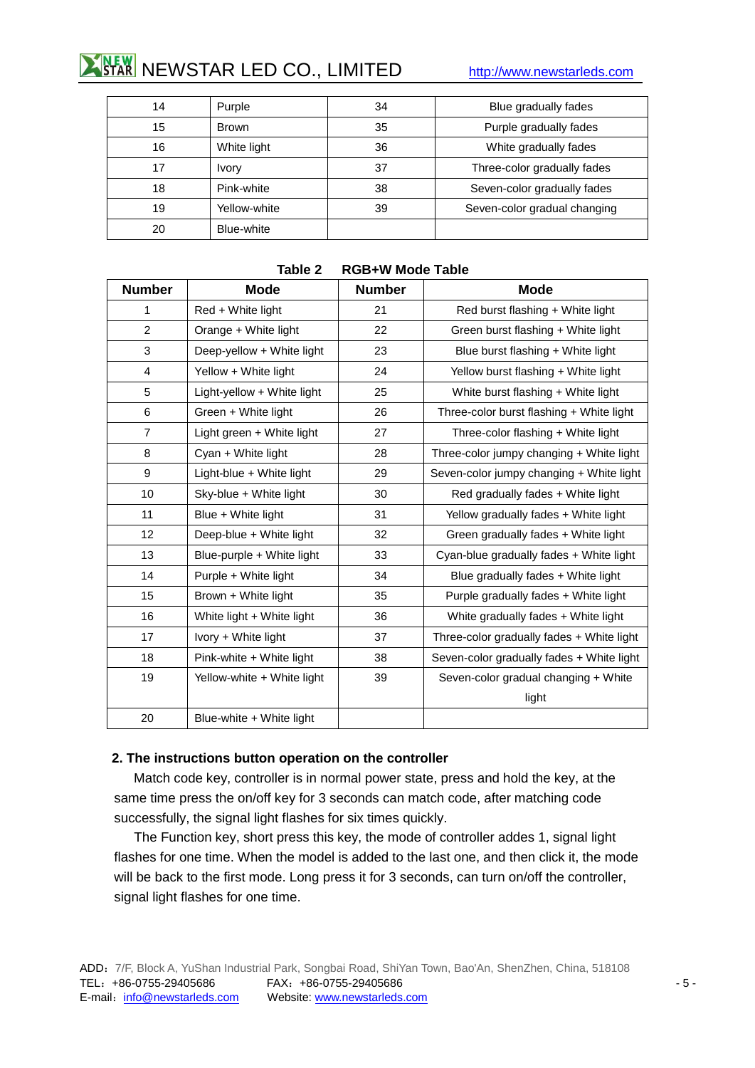| 14 | Purple | 34 | Blue gradually fades |
|---|---|---|---|
| 15 | Brown | 35 | Purple gradually fades |
| 16 | White light | 36 | White gradually fades |
| 17 | Ivory | 37 | Three-color gradually fades |
| 18 | Pink-white | 38 | Seven-color gradually fades |
| 19 | Yellow-white | 39 | Seven-color gradual changing |
| 20 | Blue-white | | |

**Table 2 RGB+W Mode Table**

| Number | Mode | Number | Mode |
|---|---|---|---|
| 1 | Red + White light | 21 | Red burst flashing + White light |
| 2 | Orange + White light | 22 | Green burst flashing + White light |
| 3 | Deep-yellow + White light | 23 | Blue burst flashing + White light |
| 4 | Yellow + White light | 24 | Yellow burst flashing + White light |
| 5 | Light-yellow + White light | 25 | White burst flashing + White light |
| 6 | Green + White light | 26 | Three-color burst flashing + White light |
| 7 | Light green + White light | 27 | Three-color flashing + White light |
| 8 | Cyan + White light | 28 | Three-color jumpy changing + White light |
| 9 | Light-blue + White light | 29 | Seven-color jumpy changing + White light |
| 10 | Sky-blue + White light | 30 | Red gradually fades + White light |
| 11 | Blue + White light | 31 | Yellow gradually fades + White light |
| 12 | Deep-blue + White light | 32 | Green gradually fades + White light |
| 13 | Blue-purple + White light | 33 | Cyan-blue gradually fades + White light |
| 14 | Purple + White light | 34 | Blue gradually fades + White light |
| 15 | Brown + White light | 35 | Purple gradually fades + White light |
| 16 | White light + White light | 36 | White gradually fades + White light |
| 17 | Ivory + White light | 37 | Three-color gradually fades + White light |
| 18 | Pink-white + White light | 38 | Seven-color gradually fades + White light |
| 19 | Yellow-white + White light | 39 | Seven-color gradual changing + White light |
| 20 | Blue-white + White light | | |

### 2. The instructions button operation on the controller

Match code key, controller is in normal power state, press and hold the key, at the same time press the on/off key for 3 seconds can match code, after matching code successfully, the signal light flashes for six times quickly.

The Function key, short press this key, the mode of controller addes 1, signal light flashes for one time. When the model is added to the last one, and then click it, the mode will be back to the first mode. Long press it for 3 seconds, can turn on/off the controller, signal light flashes for one time.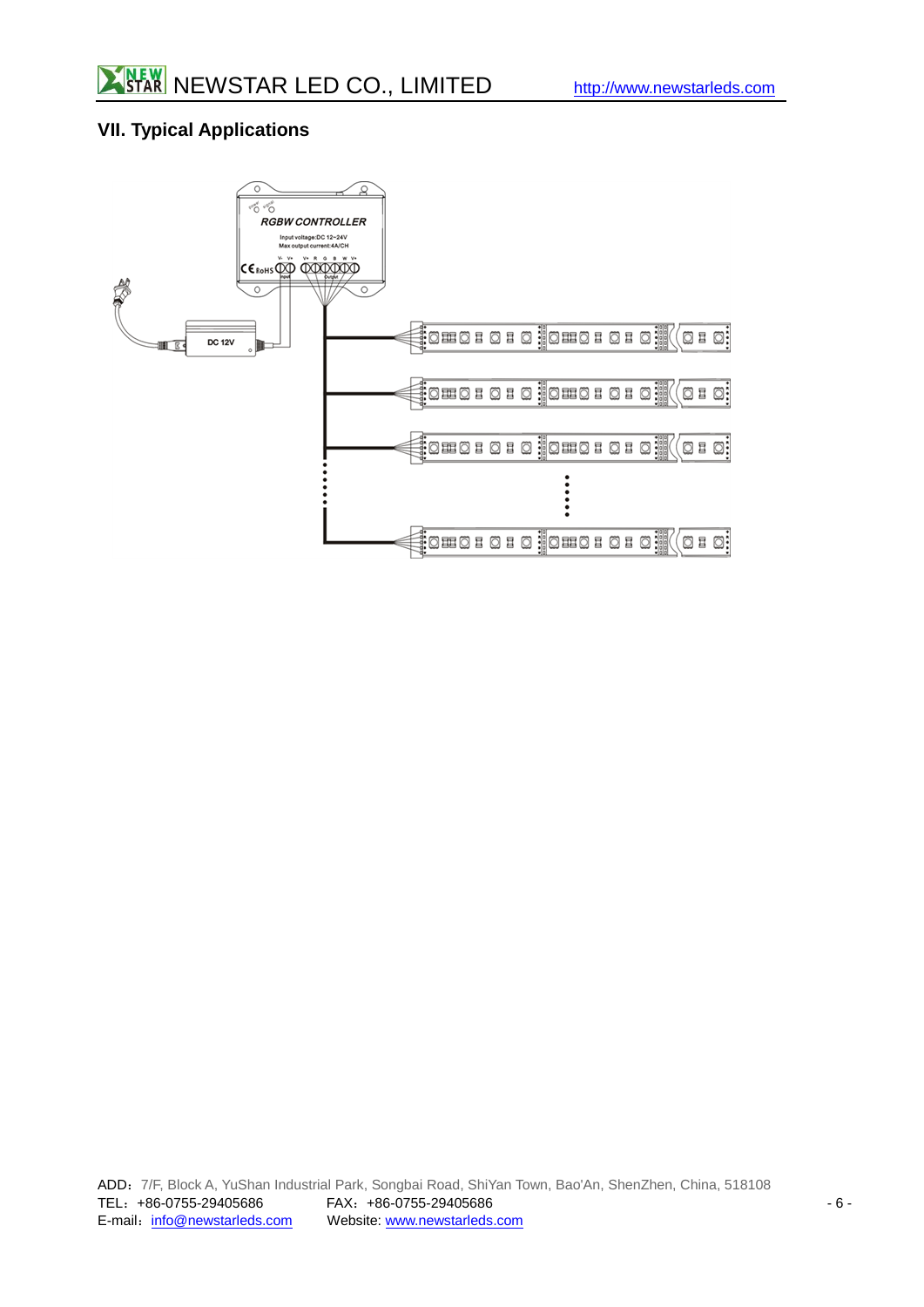## VII. Typical Applications

RGBW CONTROLLER

Input voltage:DC 12~24V

Max output current:4A/CH

V- V+ V+ R G B W V+

Input Output

DC 12V